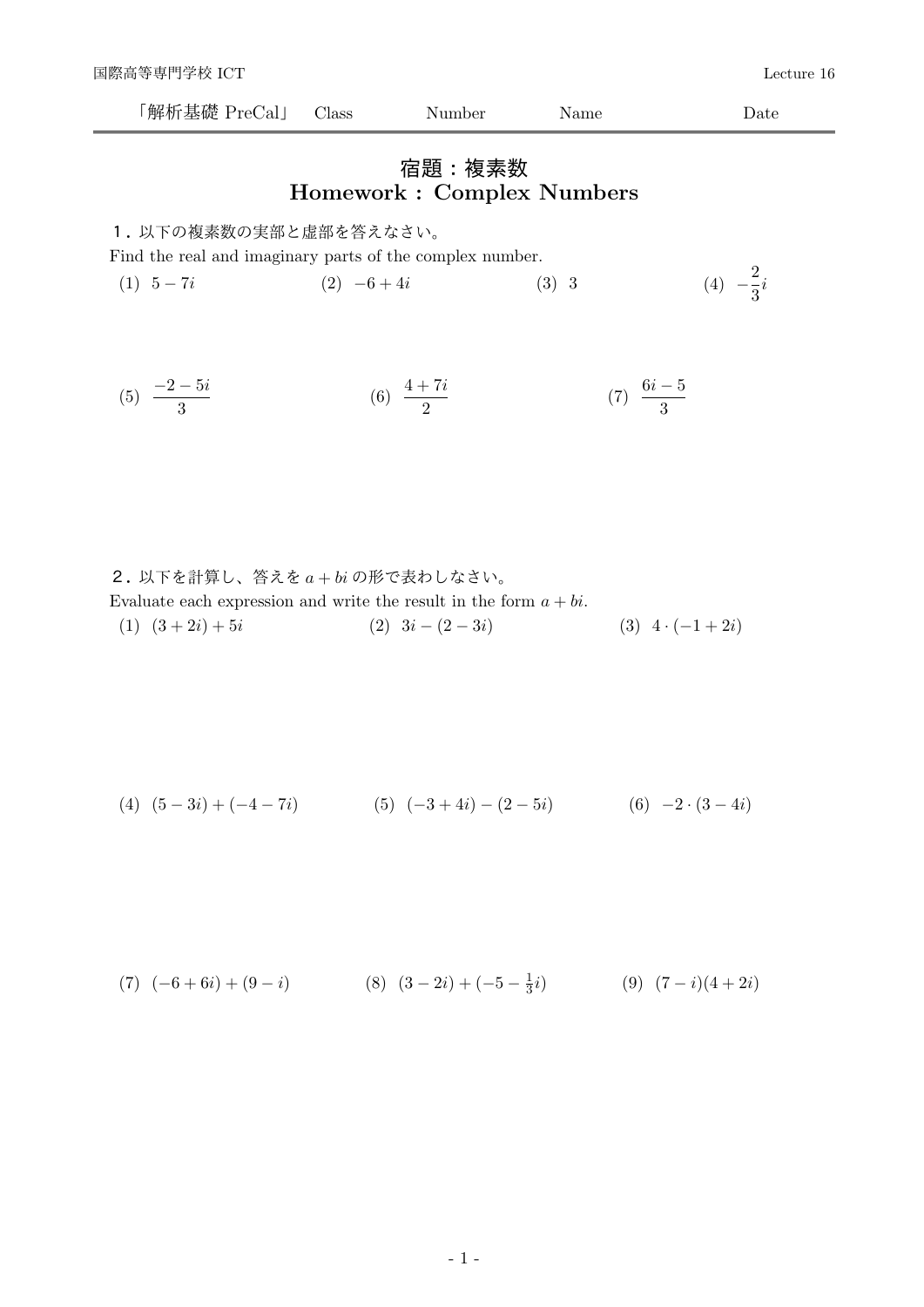「解析基礎 PreCal」 Class Number Name Date

# 宿題：複素数
# Homework : Complex Numbers

**1.** 以下の複素数の実部と虚部を答えなさい。

Find the real and imaginary parts of the complex number.

(1) $5-7i$ (2) $-6+4i$ (3) $3$ (4) $-\frac{2}{3}i$

(5) $\dfrac{-2-5i}{3}$ (6) $\dfrac{4+7i}{2}$ (7) $\dfrac{6i-5}{3}$

**2.** 以下を計算し、答えを $a+bi$ の形で表わしなさい。

Evaluate each expression and write the result in the form $a+bi$.

(1) $(3+2i)+5i$ (2) $3i-(2-3i)$ (3) $4\cdot(-1+2i)$

(4) $(5-3i)+(-4-7i)$ (5) $(-3+4i)-(2-5i)$ (6) $-2\cdot(3-4i)$

(7) $(-6+6i)+(9-i)$ (8) $(3-2i)+(-5-\frac{1}{3}i)$ (9) $(7-i)(4+2i)$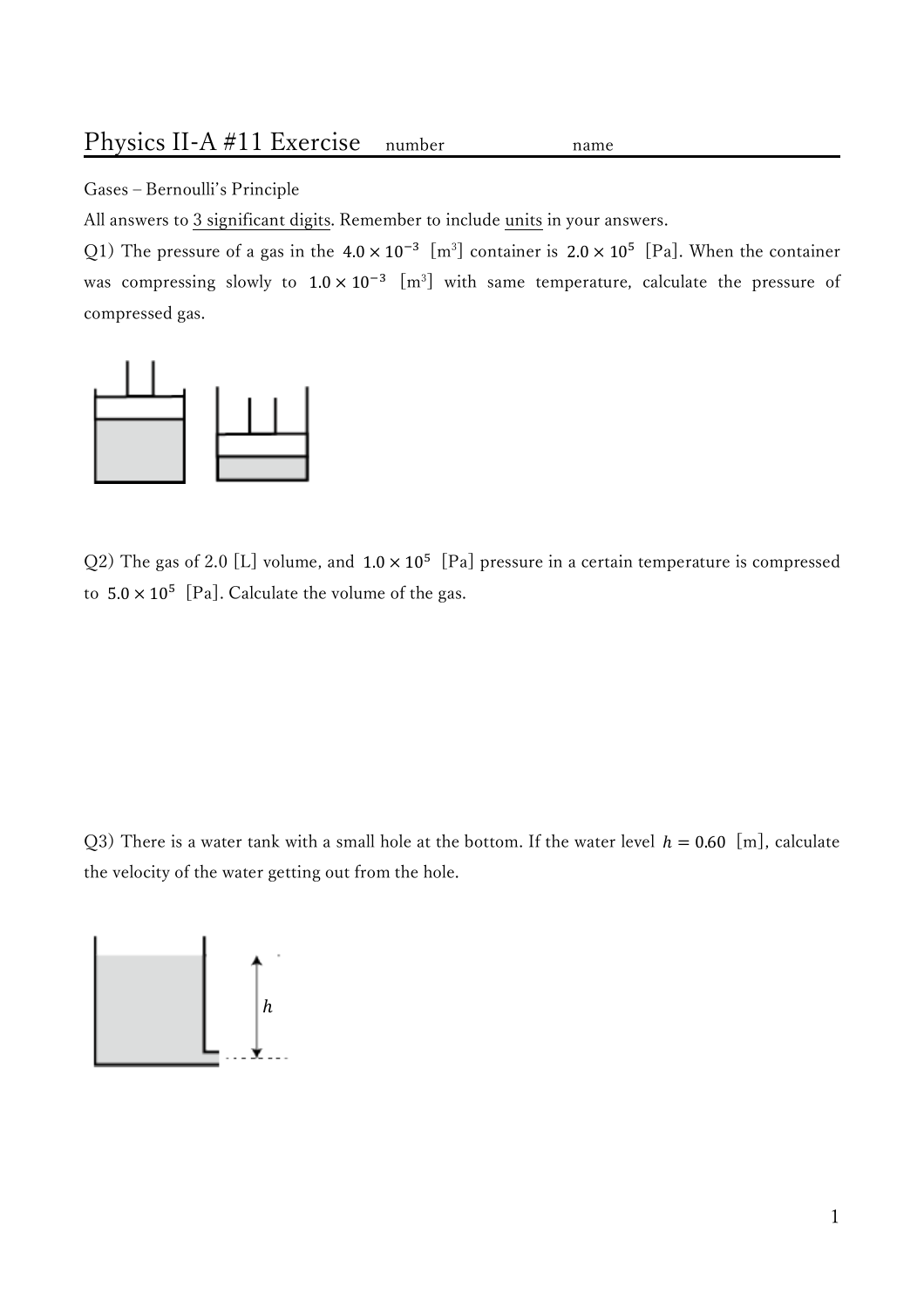# Physics II-A #11 Exercise number name

Gases – Bernoulli's Principle

All answers to 3 significant digits. Remember to include units in your answers.

Q1) The pressure of a gas in the $4.0 \times 10^{-3}$ [m$^3$] container is $2.0 \times 10^5$ [Pa]. When the container was compressing slowly to $1.0 \times 10^{-3}$ [m$^3$] with same temperature, calculate the pressure of compressed gas.

Q2) The gas of 2.0 [L] volume, and $1.0 \times 10^5$ [Pa] pressure in a certain temperature is compressed to $5.0 \times 10^5$ [Pa]. Calculate the volume of the gas.

Q3) There is a water tank with a small hole at the bottom. If the water level $h = 0.60$ [m], calculate the velocity of the water getting out from the hole.

$h$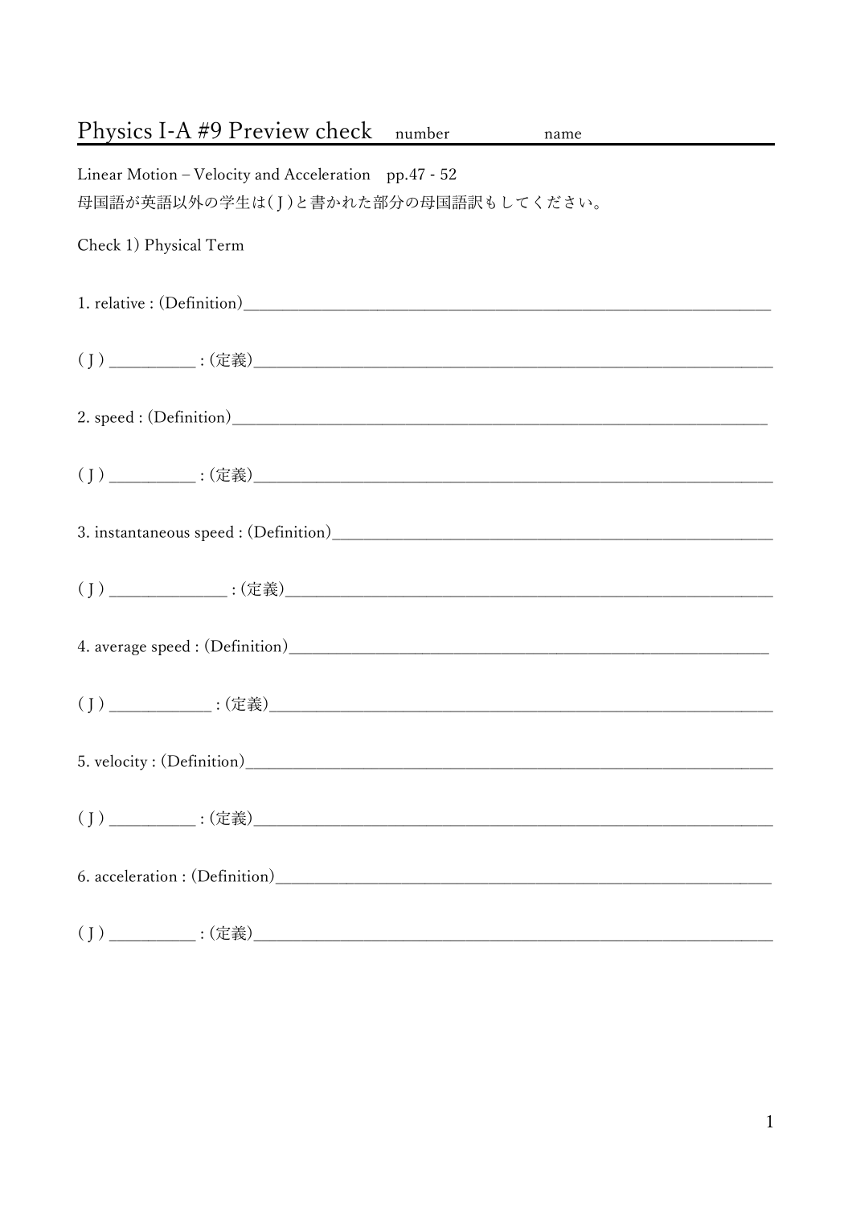# Physics I-A #9 Preview check number name

Linear Motion – Velocity and Acceleration pp.47 - 52

母国語が英語以外の学生は( J )と書かれた部分の母国語訳もしてください。

Check 1) Physical Term

1. relative : (Definition)\_\_\_\_\_\_\_\_\_\_\_\_\_\_\_\_\_\_\_\_\_\_\_\_\_\_\_\_\_\_\_\_\_\_\_\_\_\_\_\_\_\_\_\_\_\_\_\_\_\_\_\_\_\_\_\_\_\_\_\_\_\_\_\_

( J ) \_\_\_\_\_\_\_\_\_\_ : (定義)\_\_\_\_\_\_\_\_\_\_\_\_\_\_\_\_\_\_\_\_\_\_\_\_\_\_\_\_\_\_\_\_\_\_\_\_\_\_\_\_\_\_\_\_\_\_\_\_\_\_\_\_\_\_\_\_\_\_\_\_\_\_\_\_

2. speed : (Definition)\_\_\_\_\_\_\_\_\_\_\_\_\_\_\_\_\_\_\_\_\_\_\_\_\_\_\_\_\_\_\_\_\_\_\_\_\_\_\_\_\_\_\_\_\_\_\_\_\_\_\_\_\_\_\_\_\_\_\_\_\_\_\_\_

( J ) \_\_\_\_\_\_\_\_\_\_ : (定義)\_\_\_\_\_\_\_\_\_\_\_\_\_\_\_\_\_\_\_\_\_\_\_\_\_\_\_\_\_\_\_\_\_\_\_\_\_\_\_\_\_\_\_\_\_\_\_\_\_\_\_\_\_\_\_\_\_\_\_\_\_\_\_\_

3. instantaneous speed : (Definition)\_\_\_\_\_\_\_\_\_\_\_\_\_\_\_\_\_\_\_\_\_\_\_\_\_\_\_\_\_\_\_\_\_\_\_\_\_\_\_\_\_\_\_\_\_\_\_\_\_\_\_\_

( J ) \_\_\_\_\_\_\_\_\_\_\_\_\_\_ : (定義)\_\_\_\_\_\_\_\_\_\_\_\_\_\_\_\_\_\_\_\_\_\_\_\_\_\_\_\_\_\_\_\_\_\_\_\_\_\_\_\_\_\_\_\_\_\_\_\_\_\_\_\_\_\_\_\_\_\_\_\_

4. average speed : (Definition)\_\_\_\_\_\_\_\_\_\_\_\_\_\_\_\_\_\_\_\_\_\_\_\_\_\_\_\_\_\_\_\_\_\_\_\_\_\_\_\_\_\_\_\_\_\_\_\_\_\_\_\_\_\_\_\_\_\_

( J ) \_\_\_\_\_\_\_\_\_\_\_\_ : (定義)\_\_\_\_\_\_\_\_\_\_\_\_\_\_\_\_\_\_\_\_\_\_\_\_\_\_\_\_\_\_\_\_\_\_\_\_\_\_\_\_\_\_\_\_\_\_\_\_\_\_\_\_\_\_\_\_\_\_\_\_\_\_

5. velocity : (Definition)\_\_\_\_\_\_\_\_\_\_\_\_\_\_\_\_\_\_\_\_\_\_\_\_\_\_\_\_\_\_\_\_\_\_\_\_\_\_\_\_\_\_\_\_\_\_\_\_\_\_\_\_\_\_\_\_\_\_\_\_\_\_\_\_

( J ) \_\_\_\_\_\_\_\_\_\_ : (定義)\_\_\_\_\_\_\_\_\_\_\_\_\_\_\_\_\_\_\_\_\_\_\_\_\_\_\_\_\_\_\_\_\_\_\_\_\_\_\_\_\_\_\_\_\_\_\_\_\_\_\_\_\_\_\_\_\_\_\_\_\_\_\_\_

6. acceleration : (Definition)\_\_\_\_\_\_\_\_\_\_\_\_\_\_\_\_\_\_\_\_\_\_\_\_\_\_\_\_\_\_\_\_\_\_\_\_\_\_\_\_\_\_\_\_\_\_\_\_\_\_\_\_\_\_\_\_\_\_\_\_

( J ) \_\_\_\_\_\_\_\_\_\_ : (定義)\_\_\_\_\_\_\_\_\_\_\_\_\_\_\_\_\_\_\_\_\_\_\_\_\_\_\_\_\_\_\_\_\_\_\_\_\_\_\_\_\_\_\_\_\_\_\_\_\_\_\_\_\_\_\_\_\_\_\_\_\_\_\_\_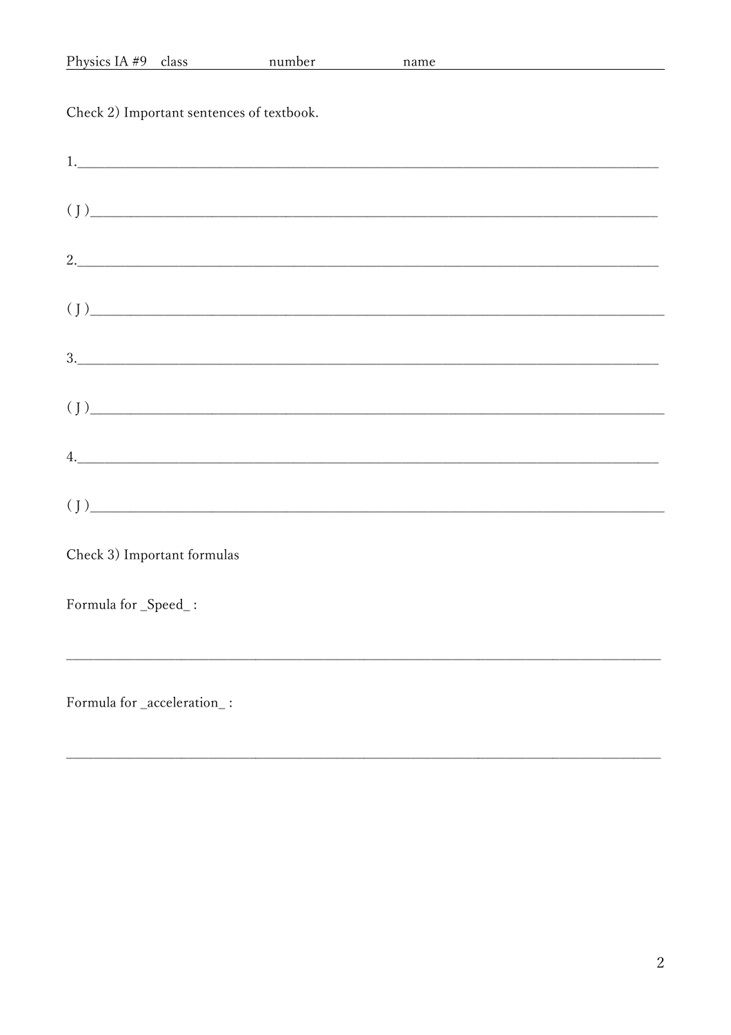Physics IA #9 class number name

Check 2) Important sentences of textbook.

1.________________________________________________________________________________

( J )______________________________________________________________________________

2.________________________________________________________________________________

( J )______________________________________________________________________________

3.________________________________________________________________________________

( J )______________________________________________________________________________

4.________________________________________________________________________________

( J )______________________________________________________________________________

Check 3) Important formulas

Formula for _Speed_ :

__________________________________________________________________________________

Formula for _acceleration_ :

__________________________________________________________________________________